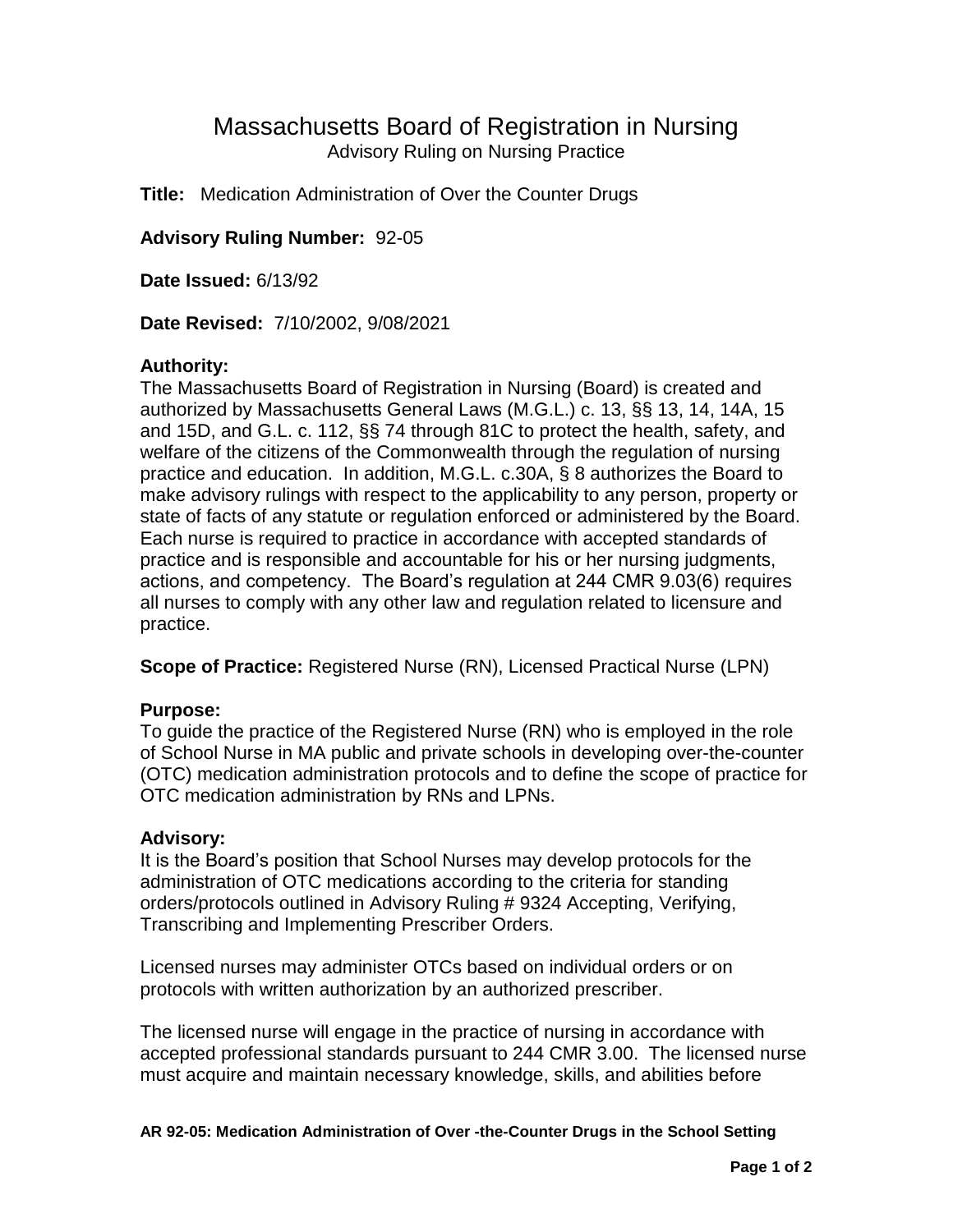# Massachusetts Board of Registration in Nursing

Advisory Ruling on Nursing Practice

**Title:** Medication Administration of Over the Counter Drugs

**Advisory Ruling Number:** 92-05

**Date Issued:** 6/13/92

**Date Revised:** 7/10/2002, 9/08/2021

**Authority:**
The Massachusetts Board of Registration in Nursing (Board) is created and authorized by Massachusetts General Laws (M.G.L.) c. 13, §§ 13, 14, 14A, 15 and 15D, and G.L. c. 112, §§ 74 through 81C to protect the health, safety, and welfare of the citizens of the Commonwealth through the regulation of nursing practice and education. In addition, M.G.L. c.30A, § 8 authorizes the Board to make advisory rulings with respect to the applicability to any person, property or state of facts of any statute or regulation enforced or administered by the Board. Each nurse is required to practice in accordance with accepted standards of practice and is responsible and accountable for his or her nursing judgments, actions, and competency. The Board's regulation at 244 CMR 9.03(6) requires all nurses to comply with any other law and regulation related to licensure and practice.

**Scope of Practice:** Registered Nurse (RN), Licensed Practical Nurse (LPN)

**Purpose:**
To guide the practice of the Registered Nurse (RN) who is employed in the role of School Nurse in MA public and private schools in developing over-the-counter (OTC) medication administration protocols and to define the scope of practice for OTC medication administration by RNs and LPNs.

**Advisory:**
It is the Board's position that School Nurses may develop protocols for the administration of OTC medications according to the criteria for standing orders/protocols outlined in Advisory Ruling # 9324 Accepting, Verifying, Transcribing and Implementing Prescriber Orders.

Licensed nurses may administer OTCs based on individual orders or on protocols with written authorization by an authorized prescriber.

The licensed nurse will engage in the practice of nursing in accordance with accepted professional standards pursuant to 244 CMR 3.00. The licensed nurse must acquire and maintain necessary knowledge, skills, and abilities before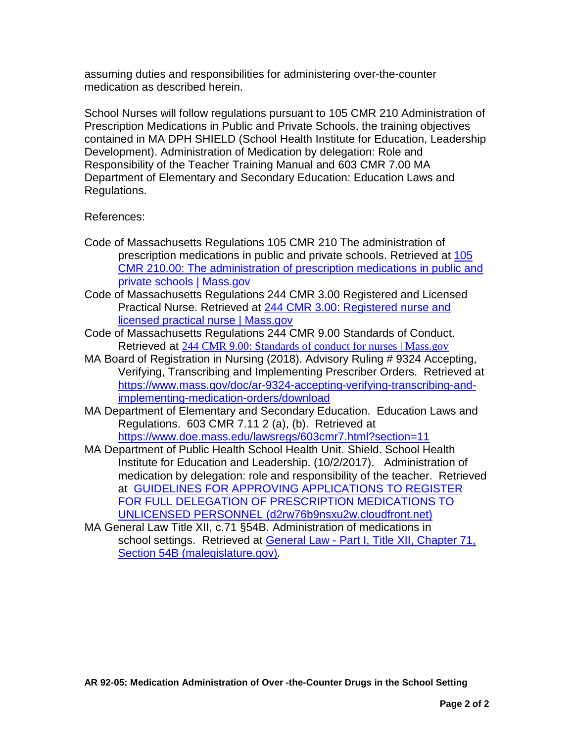assuming duties and responsibilities for administering over-the-counter medication as described herein.

School Nurses will follow regulations pursuant to 105 CMR 210 Administration of Prescription Medications in Public and Private Schools, the training objectives contained in MA DPH SHIELD (School Health Institute for Education, Leadership Development). Administration of Medication by delegation: Role and Responsibility of the Teacher Training Manual and 603 CMR 7.00 MA Department of Elementary and Secondary Education: Education Laws and Regulations.

References:

Code of Massachusetts Regulations 105 CMR 210 The administration of prescription medications in public and private schools. Retrieved at [105 CMR 210.00: The administration of prescription medications in public and private schools | Mass.gov]

Code of Massachusetts Regulations 244 CMR 3.00 Registered and Licensed Practical Nurse. Retrieved at [244 CMR 3.00: Registered nurse and licensed practical nurse | Mass.gov]

Code of Massachusetts Regulations 244 CMR 9.00 Standards of Conduct. Retrieved at [244 CMR 9.00: Standards of conduct for nurses | Mass.gov]

MA Board of Registration in Nursing (2018). Advisory Ruling # 9324 Accepting, Verifying, Transcribing and Implementing Prescriber Orders. Retrieved at https://www.mass.gov/doc/ar-9324-accepting-verifying-transcribing-and-implementing-medication-orders/download

MA Department of Elementary and Secondary Education. Education Laws and Regulations. 603 CMR 7.11 2 (a), (b). Retrieved at https://www.doe.mass.edu/lawsregs/603cmr7.html?section=11

MA Department of Public Health School Health Unit. Shield. School Health Institute for Education and Leadership. (10/2/2017). Administration of medication by delegation: role and responsibility of the teacher. Retrieved at [GUIDELINES FOR APPROVING APPLICATIONS TO REGISTER FOR FULL DELEGATION OF PRESCRIPTION MEDICATIONS TO UNLICENSED PERSONNEL (d2rw76b9nsxu2w.cloudfront.net)]

MA General Law Title XII, c.71 §54B. Administration of medications in school settings. Retrieved at [General Law - Part I, Title XII, Chapter 71, Section 54B (malegislature.gov)].

**AR 92-05: Medication Administration of Over -the-Counter Drugs in the School Setting**